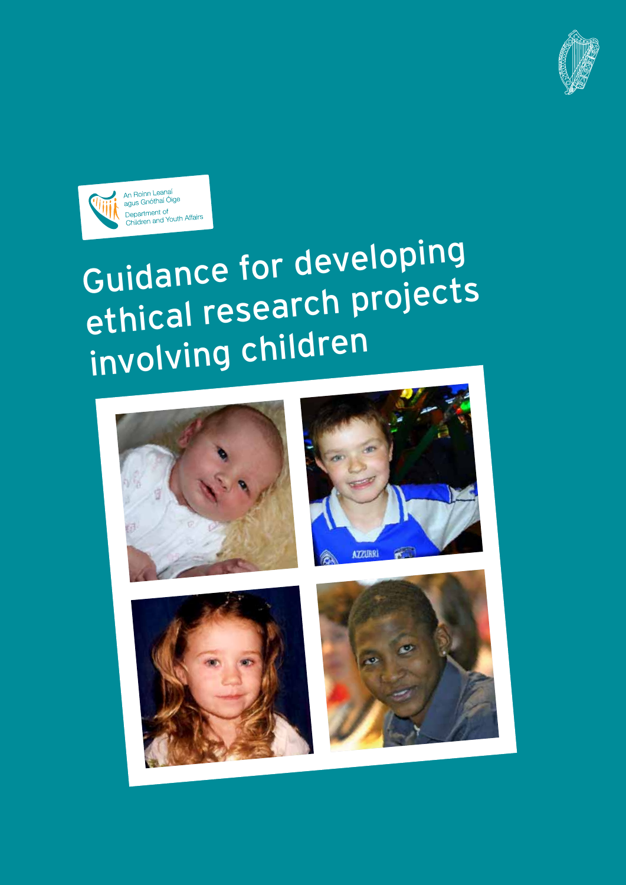An Roinn Leanaí agus Gnóthaí Óige

Department of Children and Youth Affairs

# Guidance for developing ethical research projects involving children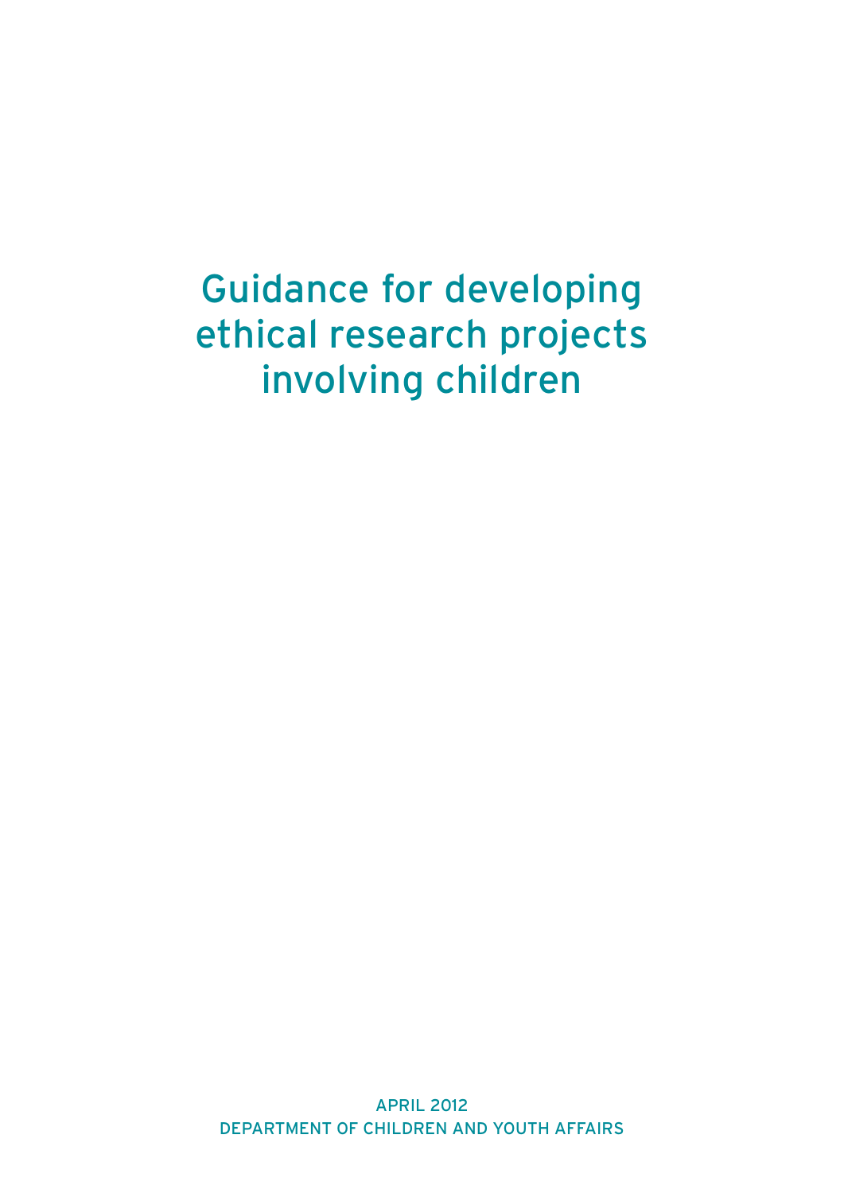# Guidance for developing ethical research projects involving children

APRIL 2012
DEPARTMENT OF CHILDREN AND YOUTH AFFAIRS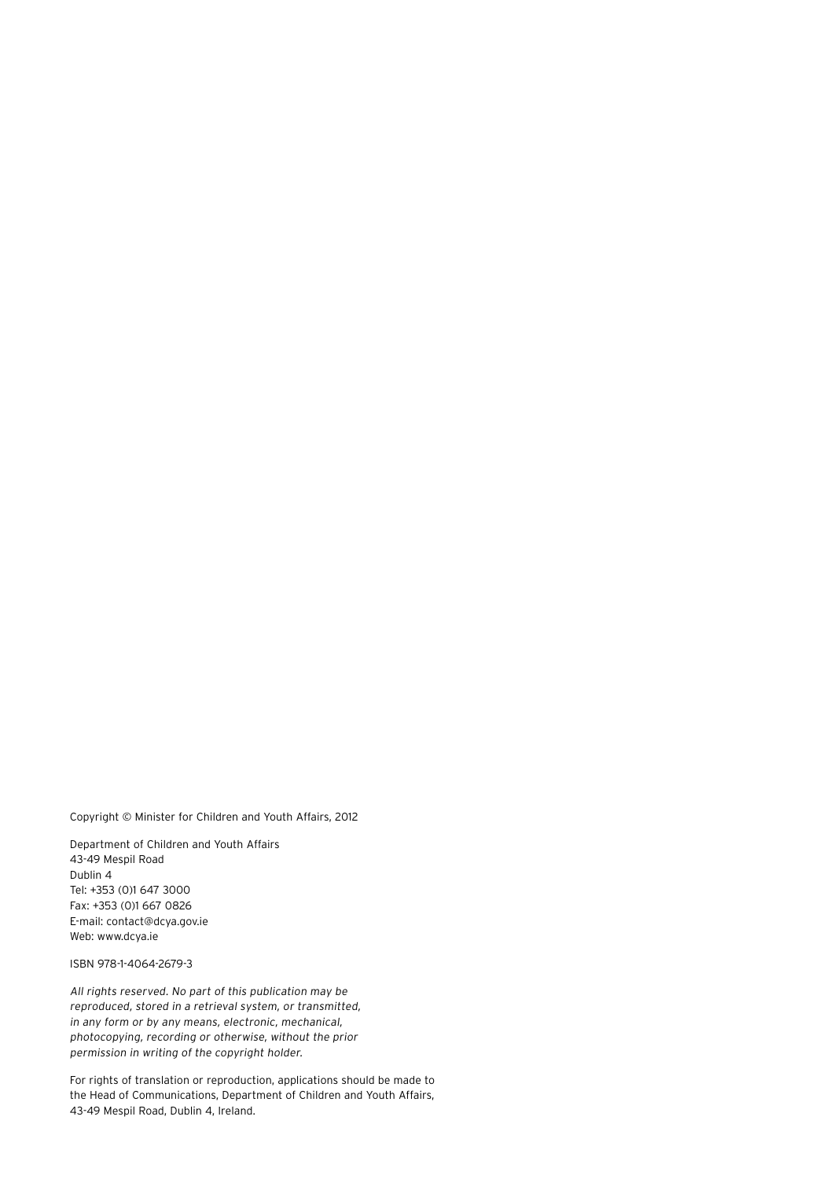Copyright © Minister for Children and Youth Affairs, 2012

Department of Children and Youth Affairs
43-49 Mespil Road
Dublin 4
Tel: +353 (0)1 647 3000
Fax: +353 (0)1 667 0826
E-mail: contact@dcya.gov.ie
Web: www.dcya.ie

ISBN 978-1-4064-2679-3

*All rights reserved. No part of this publication may be reproduced, stored in a retrieval system, or transmitted, in any form or by any means, electronic, mechanical, photocopying, recording or otherwise, without the prior permission in writing of the copyright holder.*

For rights of translation or reproduction, applications should be made to the Head of Communications, Department of Children and Youth Affairs, 43-49 Mespil Road, Dublin 4, Ireland.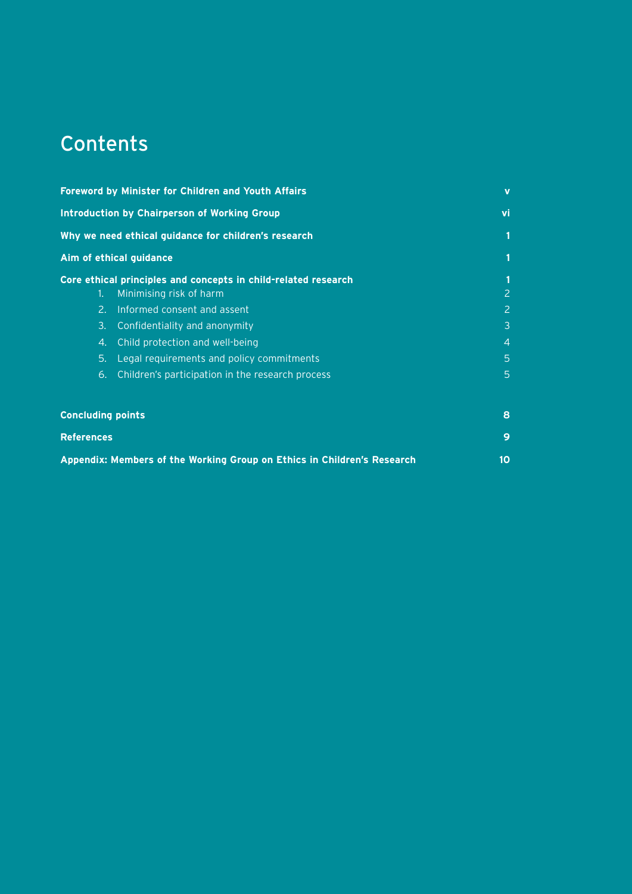# Contents

| | |
|---|---|
| **Foreword by Minister for Children and Youth Affairs** | **v** |
| **Introduction by Chairperson of Working Group** | **vi** |
| **Why we need ethical guidance for children's research** | **1** |
| **Aim of ethical guidance** | **1** |
| **Core ethical principles and concepts in child-related research** | **1** |
| 1. Minimising risk of harm | 2 |
| 2. Informed consent and assent | 2 |
| 3. Confidentiality and anonymity | 3 |
| 4. Child protection and well-being | 4 |
| 5. Legal requirements and policy commitments | 5 |
| 6. Children's participation in the research process | 5 |
| **Concluding points** | **8** |
| **References** | **9** |
| **Appendix: Members of the Working Group on Ethics in Children's Research** | **10** |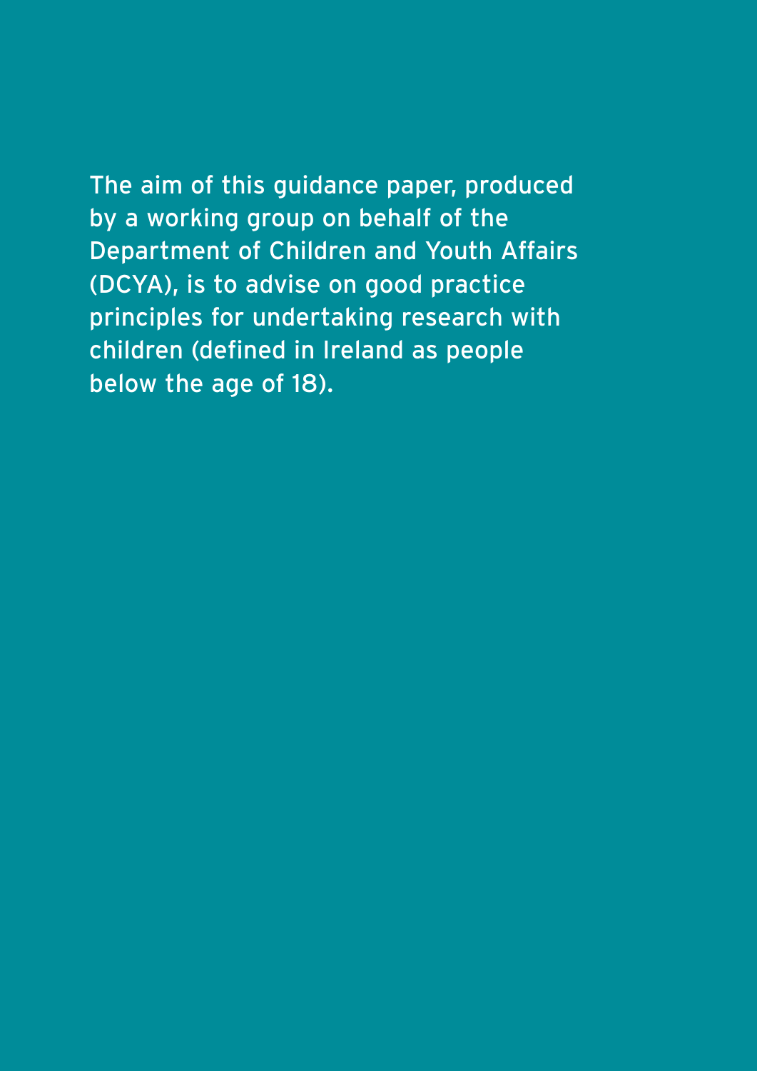The aim of this guidance paper, produced by a working group on behalf of the Department of Children and Youth Affairs (DCYA), is to advise on good practice principles for undertaking research with children (defined in Ireland as people below the age of 18).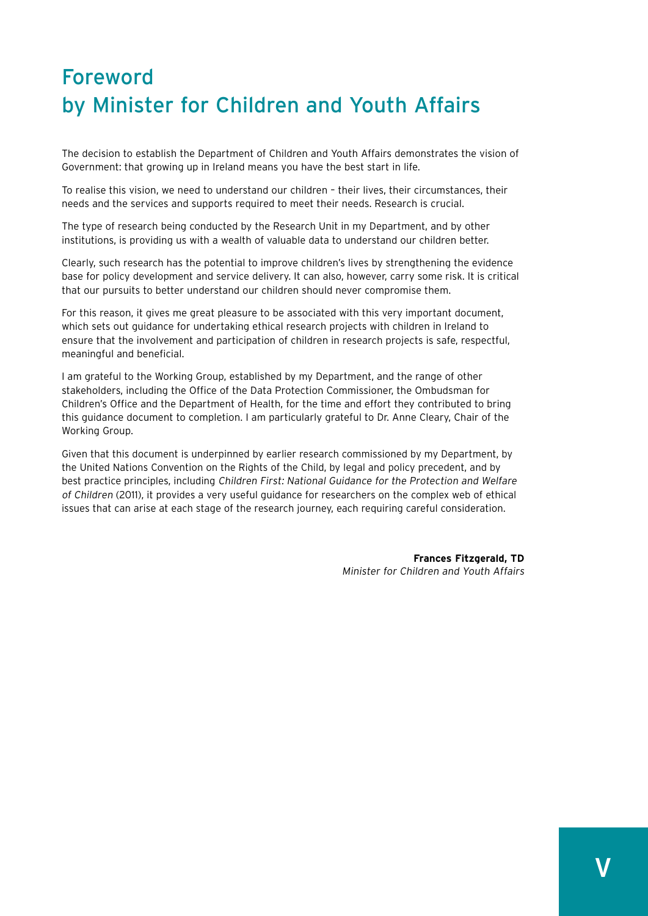# Foreword by Minister for Children and Youth Affairs

The decision to establish the Department of Children and Youth Affairs demonstrates the vision of Government: that growing up in Ireland means you have the best start in life.

To realise this vision, we need to understand our children – their lives, their circumstances, their needs and the services and supports required to meet their needs. Research is crucial.

The type of research being conducted by the Research Unit in my Department, and by other institutions, is providing us with a wealth of valuable data to understand our children better.

Clearly, such research has the potential to improve children's lives by strengthening the evidence base for policy development and service delivery. It can also, however, carry some risk. It is critical that our pursuits to better understand our children should never compromise them.

For this reason, it gives me great pleasure to be associated with this very important document, which sets out guidance for undertaking ethical research projects with children in Ireland to ensure that the involvement and participation of children in research projects is safe, respectful, meaningful and beneficial.

I am grateful to the Working Group, established by my Department, and the range of other stakeholders, including the Office of the Data Protection Commissioner, the Ombudsman for Children's Office and the Department of Health, for the time and effort they contributed to bring this guidance document to completion. I am particularly grateful to Dr. Anne Cleary, Chair of the Working Group.

Given that this document is underpinned by earlier research commissioned by my Department, by the United Nations Convention on the Rights of the Child, by legal and policy precedent, and by best practice principles, including *Children First: National Guidance for the Protection and Welfare of Children* (2011), it provides a very useful guidance for researchers on the complex web of ethical issues that can arise at each stage of the research journey, each requiring careful consideration.

**Frances Fitzgerald, TD**
*Minister for Children and Youth Affairs*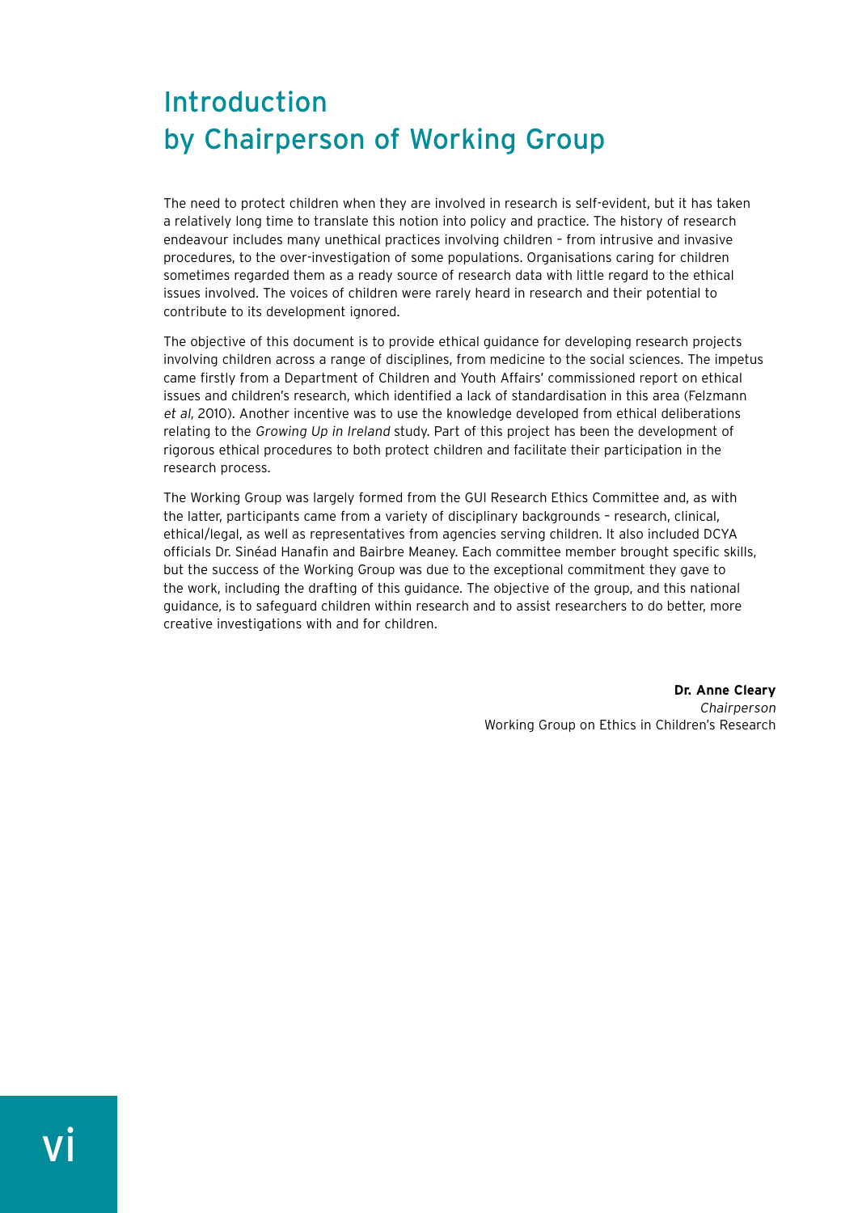# Introduction by Chairperson of Working Group

The need to protect children when they are involved in research is self-evident, but it has taken a relatively long time to translate this notion into policy and practice. The history of research endeavour includes many unethical practices involving children – from intrusive and invasive procedures, to the over-investigation of some populations. Organisations caring for children sometimes regarded them as a ready source of research data with little regard to the ethical issues involved. The voices of children were rarely heard in research and their potential to contribute to its development ignored.

The objective of this document is to provide ethical guidance for developing research projects involving children across a range of disciplines, from medicine to the social sciences. The impetus came firstly from a Department of Children and Youth Affairs' commissioned report on ethical issues and children's research, which identified a lack of standardisation in this area (Felzmann *et al*, 2010). Another incentive was to use the knowledge developed from ethical deliberations relating to the *Growing Up in Ireland* study. Part of this project has been the development of rigorous ethical procedures to both protect children and facilitate their participation in the research process.

The Working Group was largely formed from the GUI Research Ethics Committee and, as with the latter, participants came from a variety of disciplinary backgrounds – research, clinical, ethical/legal, as well as representatives from agencies serving children. It also included DCYA officials Dr. Sinéad Hanafin and Bairbre Meaney. Each committee member brought specific skills, but the success of the Working Group was due to the exceptional commitment they gave to the work, including the drafting of this guidance. The objective of the group, and this national guidance, is to safeguard children within research and to assist researchers to do better, more creative investigations with and for children.

**Dr. Anne Cleary**
*Chairperson*
Working Group on Ethics in Children's Research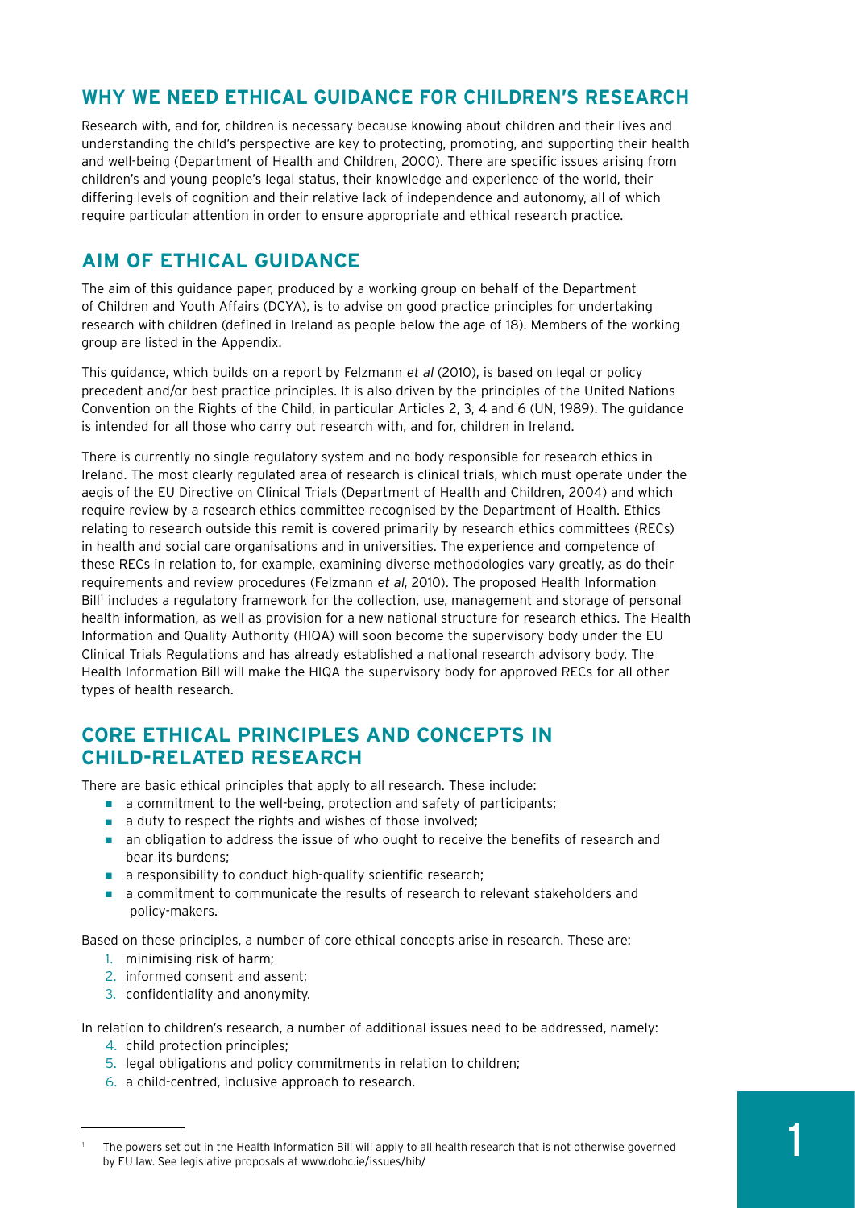## WHY WE NEED ETHICAL GUIDANCE FOR CHILDREN'S RESEARCH

Research with, and for, children is necessary because knowing about children and their lives and understanding the child's perspective are key to protecting, promoting, and supporting their health and well-being (Department of Health and Children, 2000). There are specific issues arising from children's and young people's legal status, their knowledge and experience of the world, their differing levels of cognition and their relative lack of independence and autonomy, all of which require particular attention in order to ensure appropriate and ethical research practice.

## AIM OF ETHICAL GUIDANCE

The aim of this guidance paper, produced by a working group on behalf of the Department of Children and Youth Affairs (DCYA), is to advise on good practice principles for undertaking research with children (defined in Ireland as people below the age of 18). Members of the working group are listed in the Appendix.

This guidance, which builds on a report by Felzmann *et al* (2010), is based on legal or policy precedent and/or best practice principles. It is also driven by the principles of the United Nations Convention on the Rights of the Child, in particular Articles 2, 3, 4 and 6 (UN, 1989). The guidance is intended for all those who carry out research with, and for, children in Ireland.

There is currently no single regulatory system and no body responsible for research ethics in Ireland. The most clearly regulated area of research is clinical trials, which must operate under the aegis of the EU Directive on Clinical Trials (Department of Health and Children, 2004) and which require review by a research ethics committee recognised by the Department of Health. Ethics relating to research outside this remit is covered primarily by research ethics committees (RECs) in health and social care organisations and in universities. The experience and competence of these RECs in relation to, for example, examining diverse methodologies vary greatly, as do their requirements and review procedures (Felzmann *et al*, 2010). The proposed Health Information Bill[1] includes a regulatory framework for the collection, use, management and storage of personal health information, as well as provision for a new national structure for research ethics. The Health Information and Quality Authority (HIQA) will soon become the supervisory body under the EU Clinical Trials Regulations and has already established a national research advisory body. The Health Information Bill will make the HIQA the supervisory body for approved RECs for all other types of health research.

## CORE ETHICAL PRINCIPLES AND CONCEPTS IN CHILD-RELATED RESEARCH

There are basic ethical principles that apply to all research. These include:

- a commitment to the well-being, protection and safety of participants;
- a duty to respect the rights and wishes of those involved;
- an obligation to address the issue of who ought to receive the benefits of research and bear its burdens;
- a responsibility to conduct high-quality scientific research;
- a commitment to communicate the results of research to relevant stakeholders and policy-makers.

Based on these principles, a number of core ethical concepts arise in research. These are:

1. minimising risk of harm;
2. informed consent and assent;
3. confidentiality and anonymity.

In relation to children's research, a number of additional issues need to be addressed, namely:

4. child protection principles;
5. legal obligations and policy commitments in relation to children;
6. a child-centred, inclusive approach to research.

---

[1] The powers set out in the Health Information Bill will apply to all health research that is not otherwise governed by EU law. See legislative proposals at www.dohc.ie/issues/hib/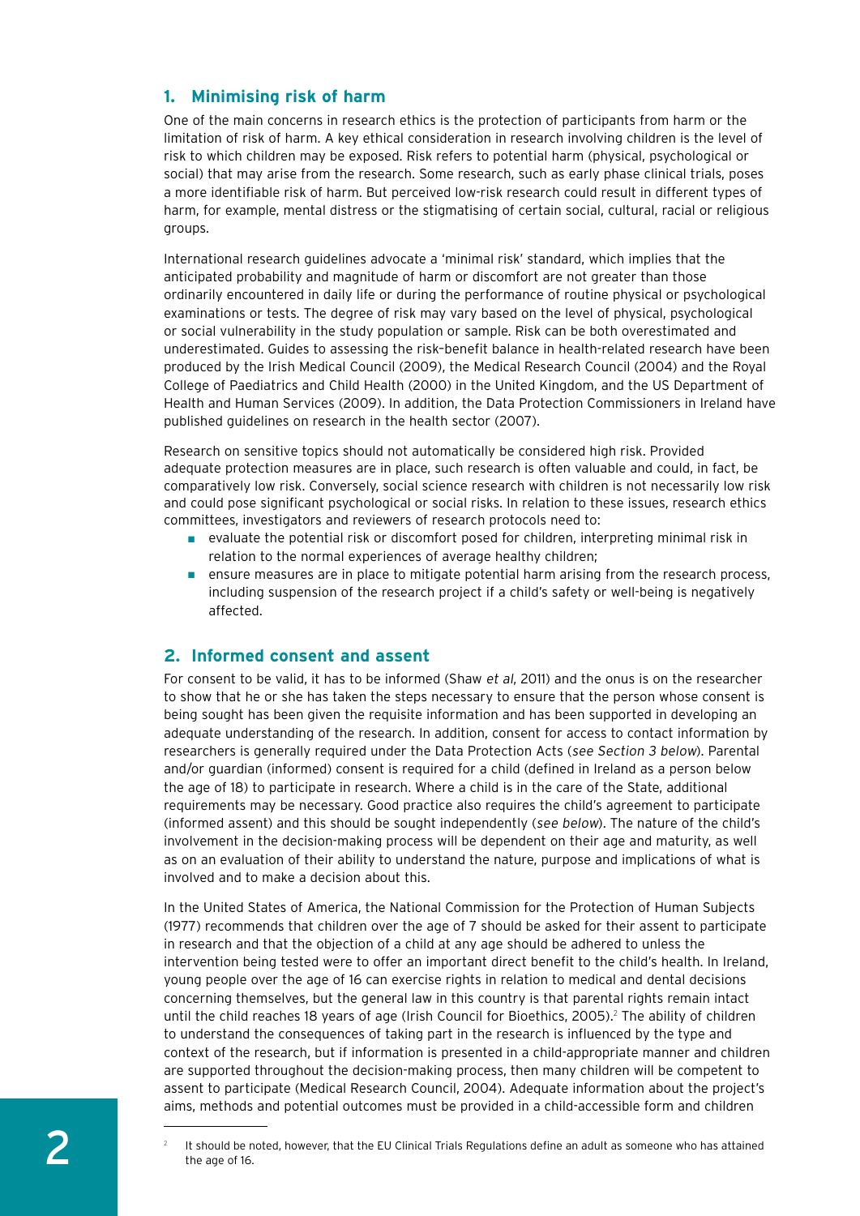## 1. Minimising risk of harm

One of the main concerns in research ethics is the protection of participants from harm or the limitation of risk of harm. A key ethical consideration in research involving children is the level of risk to which children may be exposed. Risk refers to potential harm (physical, psychological or social) that may arise from the research. Some research, such as early phase clinical trials, poses a more identifiable risk of harm. But perceived low-risk research could result in different types of harm, for example, mental distress or the stigmatising of certain social, cultural, racial or religious groups.

International research guidelines advocate a 'minimal risk' standard, which implies that the anticipated probability and magnitude of harm or discomfort are not greater than those ordinarily encountered in daily life or during the performance of routine physical or psychological examinations or tests. The degree of risk may vary based on the level of physical, psychological or social vulnerability in the study population or sample. Risk can be both overestimated and underestimated. Guides to assessing the risk–benefit balance in health-related research have been produced by the Irish Medical Council (2009), the Medical Research Council (2004) and the Royal College of Paediatrics and Child Health (2000) in the United Kingdom, and the US Department of Health and Human Services (2009). In addition, the Data Protection Commissioners in Ireland have published guidelines on research in the health sector (2007).

Research on sensitive topics should not automatically be considered high risk. Provided adequate protection measures are in place, such research is often valuable and could, in fact, be comparatively low risk. Conversely, social science research with children is not necessarily low risk and could pose significant psychological or social risks. In relation to these issues, research ethics committees, investigators and reviewers of research protocols need to:

- evaluate the potential risk or discomfort posed for children, interpreting minimal risk in relation to the normal experiences of average healthy children;
- ensure measures are in place to mitigate potential harm arising from the research process, including suspension of the research project if a child's safety or well-being is negatively affected.

## 2. Informed consent and assent

For consent to be valid, it has to be informed (Shaw *et al*, 2011) and the onus is on the researcher to show that he or she has taken the steps necessary to ensure that the person whose consent is being sought has been given the requisite information and has been supported in developing an adequate understanding of the research. In addition, consent for access to contact information by researchers is generally required under the Data Protection Acts (*see Section 3 below*). Parental and/or guardian (informed) consent is required for a child (defined in Ireland as a person below the age of 18) to participate in research. Where a child is in the care of the State, additional requirements may be necessary. Good practice also requires the child's agreement to participate (informed assent) and this should be sought independently (*see below*). The nature of the child's involvement in the decision-making process will be dependent on their age and maturity, as well as on an evaluation of their ability to understand the nature, purpose and implications of what is involved and to make a decision about this.

In the United States of America, the National Commission for the Protection of Human Subjects (1977) recommends that children over the age of 7 should be asked for their assent to participate in research and that the objection of a child at any age should be adhered to unless the intervention being tested were to offer an important direct benefit to the child's health. In Ireland, young people over the age of 16 can exercise rights in relation to medical and dental decisions concerning themselves, but the general law in this country is that parental rights remain intact until the child reaches 18 years of age (Irish Council for Bioethics, 2005).[2] The ability of children to understand the consequences of taking part in the research is influenced by the type and context of the research, but if information is presented in a child-appropriate manner and children are supported throughout the decision-making process, then many children will be competent to assent to participate (Medical Research Council, 2004). Adequate information about the project's aims, methods and potential outcomes must be provided in a child-accessible form and children

---

[2] It should be noted, however, that the EU Clinical Trials Regulations define an adult as someone who has attained the age of 16.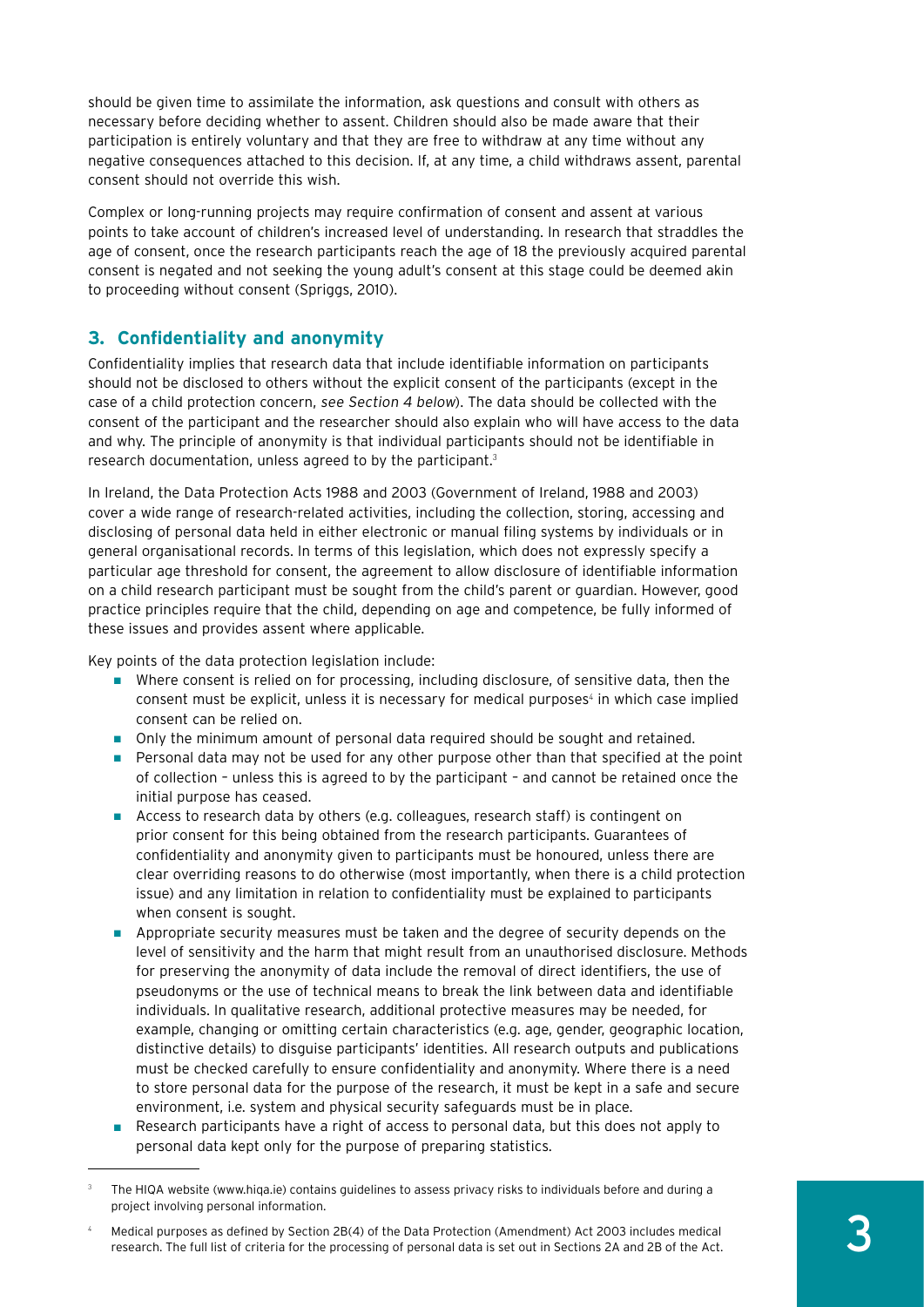should be given time to assimilate the information, ask questions and consult with others as necessary before deciding whether to assent. Children should also be made aware that their participation is entirely voluntary and that they are free to withdraw at any time without any negative consequences attached to this decision. If, at any time, a child withdraws assent, parental consent should not override this wish.

Complex or long-running projects may require confirmation of consent and assent at various points to take account of children's increased level of understanding. In research that straddles the age of consent, once the research participants reach the age of 18 the previously acquired parental consent is negated and not seeking the young adult's consent at this stage could be deemed akin to proceeding without consent (Spriggs, 2010).

## 3. Confidentiality and anonymity

Confidentiality implies that research data that include identifiable information on participants should not be disclosed to others without the explicit consent of the participants (except in the case of a child protection concern, *see Section 4 below*). The data should be collected with the consent of the participant and the researcher should also explain who will have access to the data and why. The principle of anonymity is that individual participants should not be identifiable in research documentation, unless agreed to by the participant.[3]

In Ireland, the Data Protection Acts 1988 and 2003 (Government of Ireland, 1988 and 2003) cover a wide range of research-related activities, including the collection, storing, accessing and disclosing of personal data held in either electronic or manual filing systems by individuals or in general organisational records. In terms of this legislation, which does not expressly specify a particular age threshold for consent, the agreement to allow disclosure of identifiable information on a child research participant must be sought from the child's parent or guardian. However, good practice principles require that the child, depending on age and competence, be fully informed of these issues and provides assent where applicable.

Key points of the data protection legislation include:

- Where consent is relied on for processing, including disclosure, of sensitive data, then the consent must be explicit, unless it is necessary for medical purposes[4] in which case implied consent can be relied on.
- Only the minimum amount of personal data required should be sought and retained.
- Personal data may not be used for any other purpose other than that specified at the point of collection – unless this is agreed to by the participant – and cannot be retained once the initial purpose has ceased.
- Access to research data by others (e.g. colleagues, research staff) is contingent on prior consent for this being obtained from the research participants. Guarantees of confidentiality and anonymity given to participants must be honoured, unless there are clear overriding reasons to do otherwise (most importantly, when there is a child protection issue) and any limitation in relation to confidentiality must be explained to participants when consent is sought.
- Appropriate security measures must be taken and the degree of security depends on the level of sensitivity and the harm that might result from an unauthorised disclosure. Methods for preserving the anonymity of data include the removal of direct identifiers, the use of pseudonyms or the use of technical means to break the link between data and identifiable individuals. In qualitative research, additional protective measures may be needed, for example, changing or omitting certain characteristics (e.g. age, gender, geographic location, distinctive details) to disguise participants' identities. All research outputs and publications must be checked carefully to ensure confidentiality and anonymity. Where there is a need to store personal data for the purpose of the research, it must be kept in a safe and secure environment, i.e. system and physical security safeguards must be in place.
- Research participants have a right of access to personal data, but this does not apply to personal data kept only for the purpose of preparing statistics.

---

[3] The HIQA website (www.hiqa.ie) contains guidelines to assess privacy risks to individuals before and during a project involving personal information.

[4] Medical purposes as defined by Section 2B(4) of the Data Protection (Amendment) Act 2003 includes medical research. The full list of criteria for the processing of personal data is set out in Sections 2A and 2B of the Act.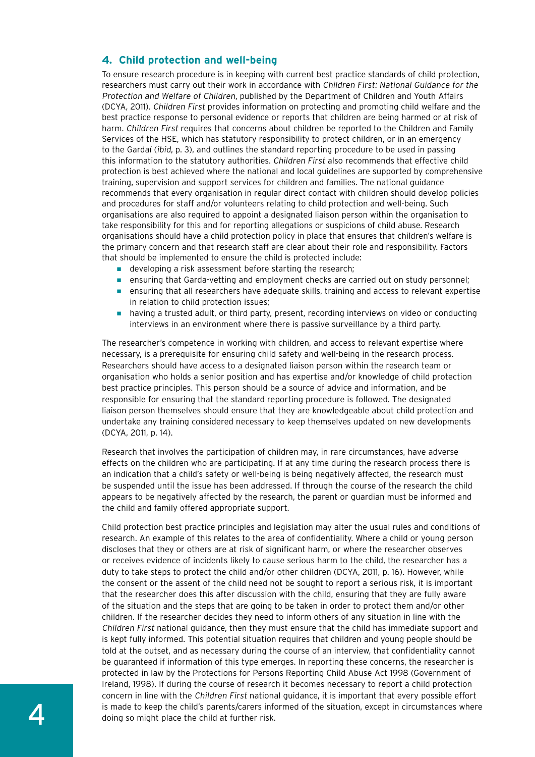## 4. Child protection and well-being

To ensure research procedure is in keeping with current best practice standards of child protection, researchers must carry out their work in accordance with *Children First: National Guidance for the Protection and Welfare of Children*, published by the Department of Children and Youth Affairs (DCYA, 2011). *Children First* provides information on protecting and promoting child welfare and the best practice response to personal evidence or reports that children are being harmed or at risk of harm. *Children First* requires that concerns about children be reported to the Children and Family Services of the HSE, which has statutory responsibility to protect children, or in an emergency to the Gardaí (*ibid*, p. 3), and outlines the standard reporting procedure to be used in passing this information to the statutory authorities. *Children First* also recommends that effective child protection is best achieved where the national and local guidelines are supported by comprehensive training, supervision and support services for children and families. The national guidance recommends that every organisation in regular direct contact with children should develop policies and procedures for staff and/or volunteers relating to child protection and well-being. Such organisations are also required to appoint a designated liaison person within the organisation to take responsibility for this and for reporting allegations or suspicions of child abuse. Research organisations should have a child protection policy in place that ensures that children's welfare is the primary concern and that research staff are clear about their role and responsibility. Factors that should be implemented to ensure the child is protected include:

- developing a risk assessment before starting the research;
- ensuring that Garda-vetting and employment checks are carried out on study personnel;
- ensuring that all researchers have adequate skills, training and access to relevant expertise in relation to child protection issues;
- having a trusted adult, or third party, present, recording interviews on video or conducting interviews in an environment where there is passive surveillance by a third party.

The researcher's competence in working with children, and access to relevant expertise where necessary, is a prerequisite for ensuring child safety and well-being in the research process. Researchers should have access to a designated liaison person within the research team or organisation who holds a senior position and has expertise and/or knowledge of child protection best practice principles. This person should be a source of advice and information, and be responsible for ensuring that the standard reporting procedure is followed. The designated liaison person themselves should ensure that they are knowledgeable about child protection and undertake any training considered necessary to keep themselves updated on new developments (DCYA, 2011, p. 14).

Research that involves the participation of children may, in rare circumstances, have adverse effects on the children who are participating. If at any time during the research process there is an indication that a child's safety or well-being is being negatively affected, the research must be suspended until the issue has been addressed. If through the course of the research the child appears to be negatively affected by the research, the parent or guardian must be informed and the child and family offered appropriate support.

Child protection best practice principles and legislation may alter the usual rules and conditions of research. An example of this relates to the area of confidentiality. Where a child or young person discloses that they or others are at risk of significant harm, or where the researcher observes or receives evidence of incidents likely to cause serious harm to the child, the researcher has a duty to take steps to protect the child and/or other children (DCYA, 2011, p. 16). However, while the consent or the assent of the child need not be sought to report a serious risk, it is important that the researcher does this after discussion with the child, ensuring that they are fully aware of the situation and the steps that are going to be taken in order to protect them and/or other children. If the researcher decides they need to inform others of any situation in line with the *Children First* national guidance, then they must ensure that the child has immediate support and is kept fully informed. This potential situation requires that children and young people should be told at the outset, and as necessary during the course of an interview, that confidentiality cannot be guaranteed if information of this type emerges. In reporting these concerns, the researcher is protected in law by the Protections for Persons Reporting Child Abuse Act 1998 (Government of Ireland, 1998). If during the course of research it becomes necessary to report a child protection concern in line with the *Children First* national guidance, it is important that every possible effort is made to keep the child's parents/carers informed of the situation, except in circumstances where doing so might place the child at further risk.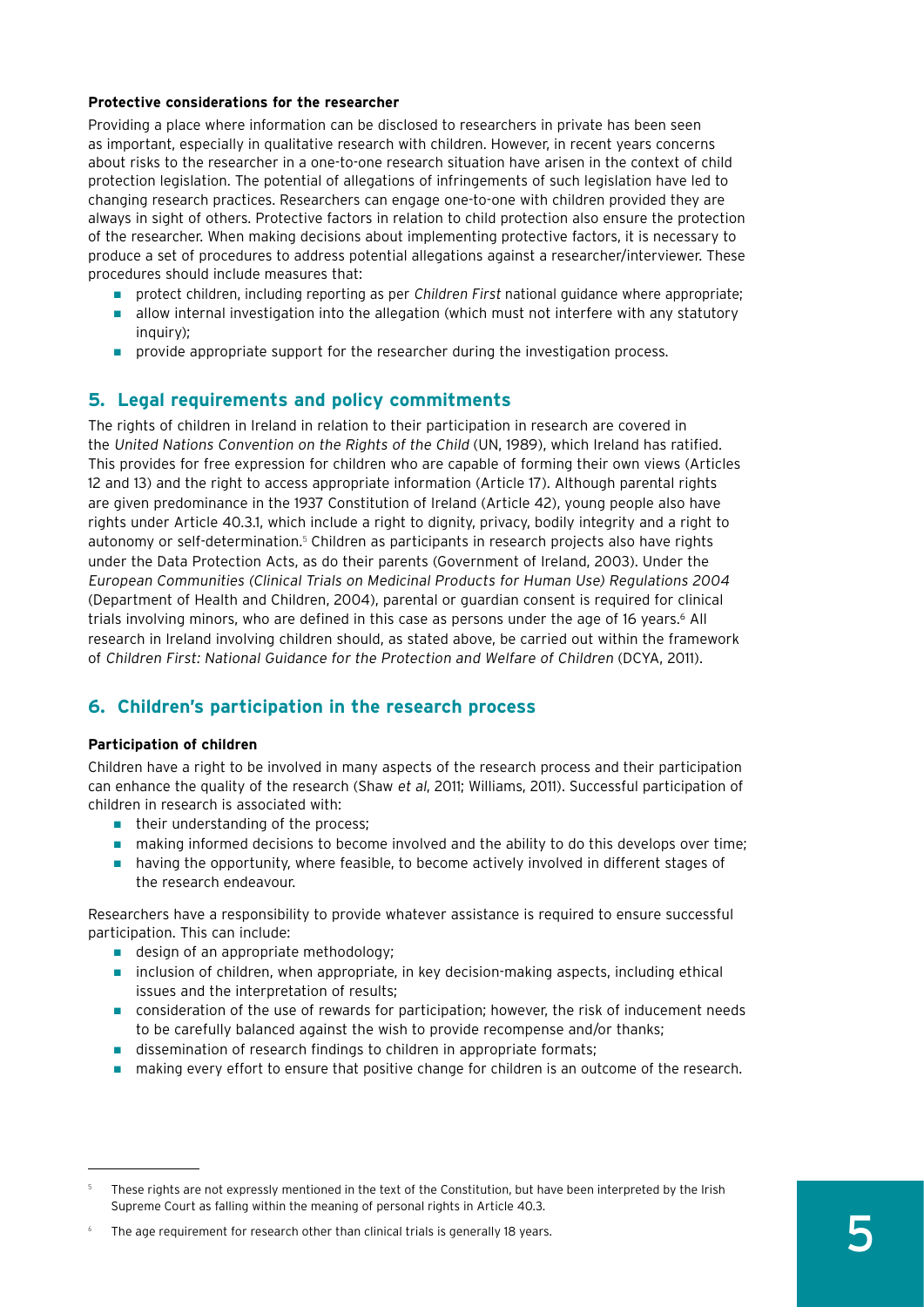**Protective considerations for the researcher**

Providing a place where information can be disclosed to researchers in private has been seen as important, especially in qualitative research with children. However, in recent years concerns about risks to the researcher in a one-to-one research situation have arisen in the context of child protection legislation. The potential of allegations of infringements of such legislation have led to changing research practices. Researchers can engage one-to-one with children provided they are always in sight of others. Protective factors in relation to child protection also ensure the protection of the researcher. When making decisions about implementing protective factors, it is necessary to produce a set of procedures to address potential allegations against a researcher/interviewer. These procedures should include measures that:

- protect children, including reporting as per *Children First* national guidance where appropriate;
- allow internal investigation into the allegation (which must not interfere with any statutory inquiry);
- provide appropriate support for the researcher during the investigation process.

## 5. Legal requirements and policy commitments

The rights of children in Ireland in relation to their participation in research are covered in the *United Nations Convention on the Rights of the Child* (UN, 1989), which Ireland has ratified. This provides for free expression for children who are capable of forming their own views (Articles 12 and 13) and the right to access appropriate information (Article 17). Although parental rights are given predominance in the 1937 Constitution of Ireland (Article 42), young people also have rights under Article 40.3.1, which include a right to dignity, privacy, bodily integrity and a right to autonomy or self-determination.[5] Children as participants in research projects also have rights under the Data Protection Acts, as do their parents (Government of Ireland, 2003). Under the *European Communities (Clinical Trials on Medicinal Products for Human Use) Regulations 2004* (Department of Health and Children, 2004), parental or guardian consent is required for clinical trials involving minors, who are defined in this case as persons under the age of 16 years.[6] All research in Ireland involving children should, as stated above, be carried out within the framework of *Children First: National Guidance for the Protection and Welfare of Children* (DCYA, 2011).

## 6. Children's participation in the research process

**Participation of children**

Children have a right to be involved in many aspects of the research process and their participation can enhance the quality of the research (Shaw *et al*, 2011; Williams, 2011). Successful participation of children in research is associated with:

- their understanding of the process;
- making informed decisions to become involved and the ability to do this develops over time;
- having the opportunity, where feasible, to become actively involved in different stages of the research endeavour.

Researchers have a responsibility to provide whatever assistance is required to ensure successful participation. This can include:

- design of an appropriate methodology;
- inclusion of children, when appropriate, in key decision-making aspects, including ethical issues and the interpretation of results;
- consideration of the use of rewards for participation; however, the risk of inducement needs to be carefully balanced against the wish to provide recompense and/or thanks;
- dissemination of research findings to children in appropriate formats;
- making every effort to ensure that positive change for children is an outcome of the research.

---

[5] These rights are not expressly mentioned in the text of the Constitution, but have been interpreted by the Irish Supreme Court as falling within the meaning of personal rights in Article 40.3.

[6] The age requirement for research other than clinical trials is generally 18 years.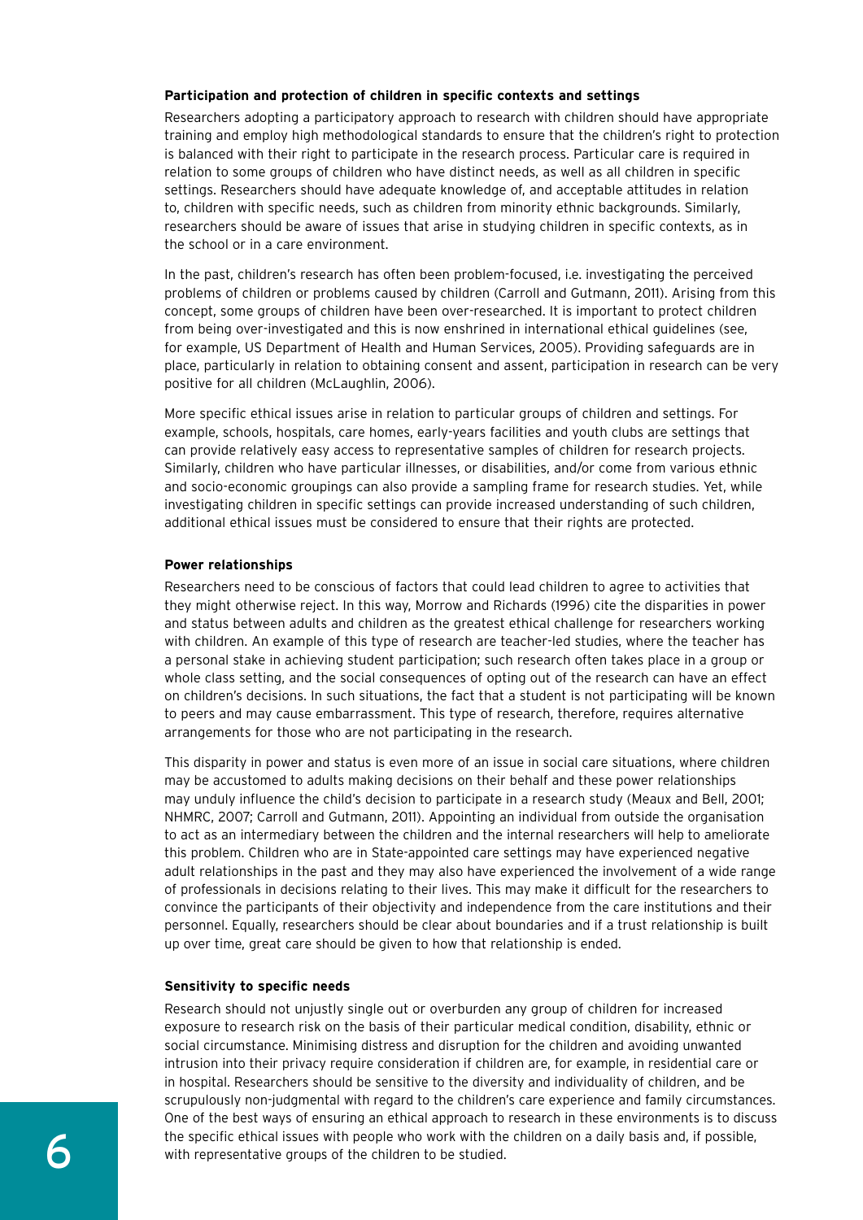**Participation and protection of children in specific contexts and settings**

Researchers adopting a participatory approach to research with children should have appropriate training and employ high methodological standards to ensure that the children's right to protection is balanced with their right to participate in the research process. Particular care is required in relation to some groups of children who have distinct needs, as well as all children in specific settings. Researchers should have adequate knowledge of, and acceptable attitudes in relation to, children with specific needs, such as children from minority ethnic backgrounds. Similarly, researchers should be aware of issues that arise in studying children in specific contexts, as in the school or in a care environment.

In the past, children's research has often been problem-focused, i.e. investigating the perceived problems of children or problems caused by children (Carroll and Gutmann, 2011). Arising from this concept, some groups of children have been over-researched. It is important to protect children from being over-investigated and this is now enshrined in international ethical guidelines (see, for example, US Department of Health and Human Services, 2005). Providing safeguards are in place, particularly in relation to obtaining consent and assent, participation in research can be very positive for all children (McLaughlin, 2006).

More specific ethical issues arise in relation to particular groups of children and settings. For example, schools, hospitals, care homes, early-years facilities and youth clubs are settings that can provide relatively easy access to representative samples of children for research projects. Similarly, children who have particular illnesses, or disabilities, and/or come from various ethnic and socio-economic groupings can also provide a sampling frame for research studies. Yet, while investigating children in specific settings can provide increased understanding of such children, additional ethical issues must be considered to ensure that their rights are protected.

**Power relationships**

Researchers need to be conscious of factors that could lead children to agree to activities that they might otherwise reject. In this way, Morrow and Richards (1996) cite the disparities in power and status between adults and children as the greatest ethical challenge for researchers working with children. An example of this type of research are teacher-led studies, where the teacher has a personal stake in achieving student participation; such research often takes place in a group or whole class setting, and the social consequences of opting out of the research can have an effect on children's decisions. In such situations, the fact that a student is not participating will be known to peers and may cause embarrassment. This type of research, therefore, requires alternative arrangements for those who are not participating in the research.

This disparity in power and status is even more of an issue in social care situations, where children may be accustomed to adults making decisions on their behalf and these power relationships may unduly influence the child's decision to participate in a research study (Meaux and Bell, 2001; NHMRC, 2007; Carroll and Gutmann, 2011). Appointing an individual from outside the organisation to act as an intermediary between the children and the internal researchers will help to ameliorate this problem. Children who are in State-appointed care settings may have experienced negative adult relationships in the past and they may also have experienced the involvement of a wide range of professionals in decisions relating to their lives. This may make it difficult for the researchers to convince the participants of their objectivity and independence from the care institutions and their personnel. Equally, researchers should be clear about boundaries and if a trust relationship is built up over time, great care should be given to how that relationship is ended.

**Sensitivity to specific needs**

Research should not unjustly single out or overburden any group of children for increased exposure to research risk on the basis of their particular medical condition, disability, ethnic or social circumstance. Minimising distress and disruption for the children and avoiding unwanted intrusion into their privacy require consideration if children are, for example, in residential care or in hospital. Researchers should be sensitive to the diversity and individuality of children, and be scrupulously non-judgmental with regard to the children's care experience and family circumstances. One of the best ways of ensuring an ethical approach to research in these environments is to discuss the specific ethical issues with people who work with the children on a daily basis and, if possible, with representative groups of the children to be studied.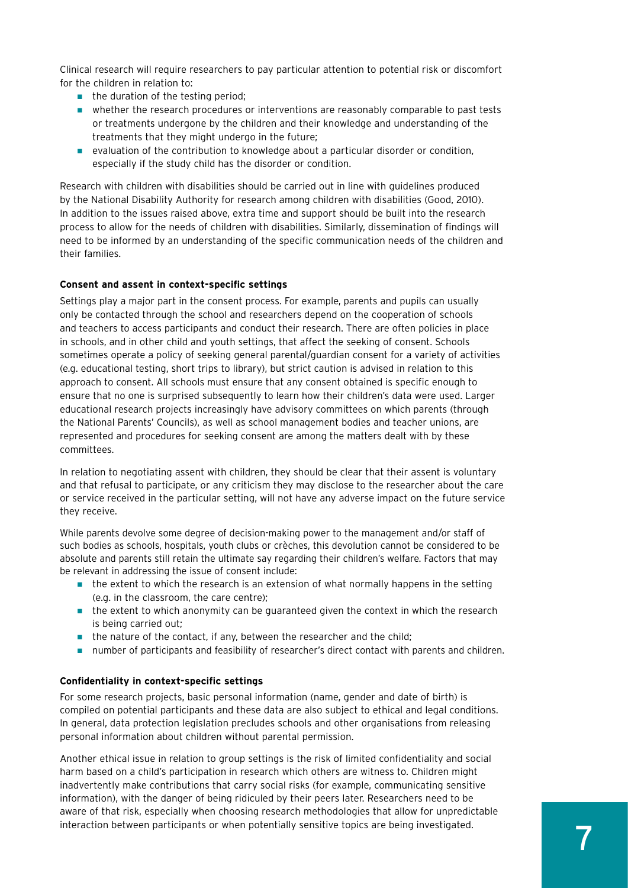Clinical research will require researchers to pay particular attention to potential risk or discomfort for the children in relation to:

- the duration of the testing period;
- whether the research procedures or interventions are reasonably comparable to past tests or treatments undergone by the children and their knowledge and understanding of the treatments that they might undergo in the future;
- evaluation of the contribution to knowledge about a particular disorder or condition, especially if the study child has the disorder or condition.

Research with children with disabilities should be carried out in line with guidelines produced by the National Disability Authority for research among children with disabilities (Good, 2010). In addition to the issues raised above, extra time and support should be built into the research process to allow for the needs of children with disabilities. Similarly, dissemination of findings will need to be informed by an understanding of the specific communication needs of the children and their families.

**Consent and assent in context-specific settings**

Settings play a major part in the consent process. For example, parents and pupils can usually only be contacted through the school and researchers depend on the cooperation of schools and teachers to access participants and conduct their research. There are often policies in place in schools, and in other child and youth settings, that affect the seeking of consent. Schools sometimes operate a policy of seeking general parental/guardian consent for a variety of activities (e.g. educational testing, short trips to library), but strict caution is advised in relation to this approach to consent. All schools must ensure that any consent obtained is specific enough to ensure that no one is surprised subsequently to learn how their children's data were used. Larger educational research projects increasingly have advisory committees on which parents (through the National Parents' Councils), as well as school management bodies and teacher unions, are represented and procedures for seeking consent are among the matters dealt with by these committees.

In relation to negotiating assent with children, they should be clear that their assent is voluntary and that refusal to participate, or any criticism they may disclose to the researcher about the care or service received in the particular setting, will not have any adverse impact on the future service they receive.

While parents devolve some degree of decision-making power to the management and/or staff of such bodies as schools, hospitals, youth clubs or crèches, this devolution cannot be considered to be absolute and parents still retain the ultimate say regarding their children's welfare. Factors that may be relevant in addressing the issue of consent include:

- the extent to which the research is an extension of what normally happens in the setting (e.g. in the classroom, the care centre);
- the extent to which anonymity can be guaranteed given the context in which the research is being carried out;
- the nature of the contact, if any, between the researcher and the child;
- number of participants and feasibility of researcher's direct contact with parents and children.

**Confidentiality in context-specific settings**

For some research projects, basic personal information (name, gender and date of birth) is compiled on potential participants and these data are also subject to ethical and legal conditions. In general, data protection legislation precludes schools and other organisations from releasing personal information about children without parental permission.

Another ethical issue in relation to group settings is the risk of limited confidentiality and social harm based on a child's participation in research which others are witness to. Children might inadvertently make contributions that carry social risks (for example, communicating sensitive information), with the danger of being ridiculed by their peers later. Researchers need to be aware of that risk, especially when choosing research methodologies that allow for unpredictable interaction between participants or when potentially sensitive topics are being investigated.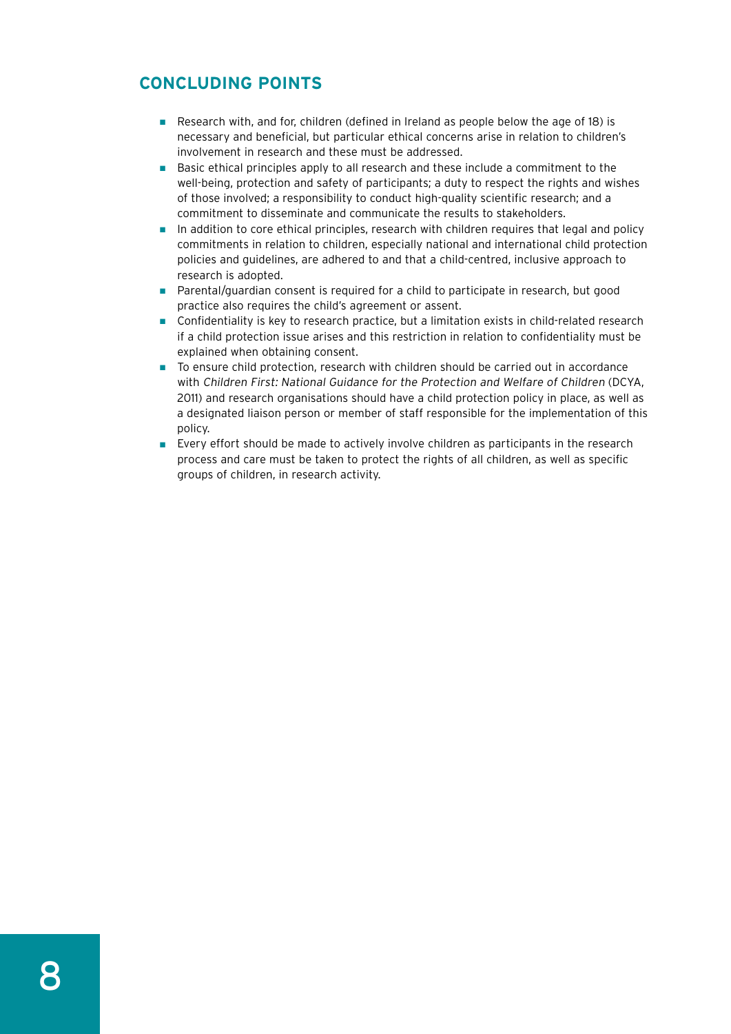## CONCLUDING POINTS

- Research with, and for, children (defined in Ireland as people below the age of 18) is necessary and beneficial, but particular ethical concerns arise in relation to children's involvement in research and these must be addressed.
- Basic ethical principles apply to all research and these include a commitment to the well-being, protection and safety of participants; a duty to respect the rights and wishes of those involved; a responsibility to conduct high-quality scientific research; and a commitment to disseminate and communicate the results to stakeholders.
- In addition to core ethical principles, research with children requires that legal and policy commitments in relation to children, especially national and international child protection policies and guidelines, are adhered to and that a child-centred, inclusive approach to research is adopted.
- Parental/guardian consent is required for a child to participate in research, but good practice also requires the child's agreement or assent.
- Confidentiality is key to research practice, but a limitation exists in child-related research if a child protection issue arises and this restriction in relation to confidentiality must be explained when obtaining consent.
- To ensure child protection, research with children should be carried out in accordance with *Children First: National Guidance for the Protection and Welfare of Children* (DCYA, 2011) and research organisations should have a child protection policy in place, as well as a designated liaison person or member of staff responsible for the implementation of this policy.
- Every effort should be made to actively involve children as participants in the research process and care must be taken to protect the rights of all children, as well as specific groups of children, in research activity.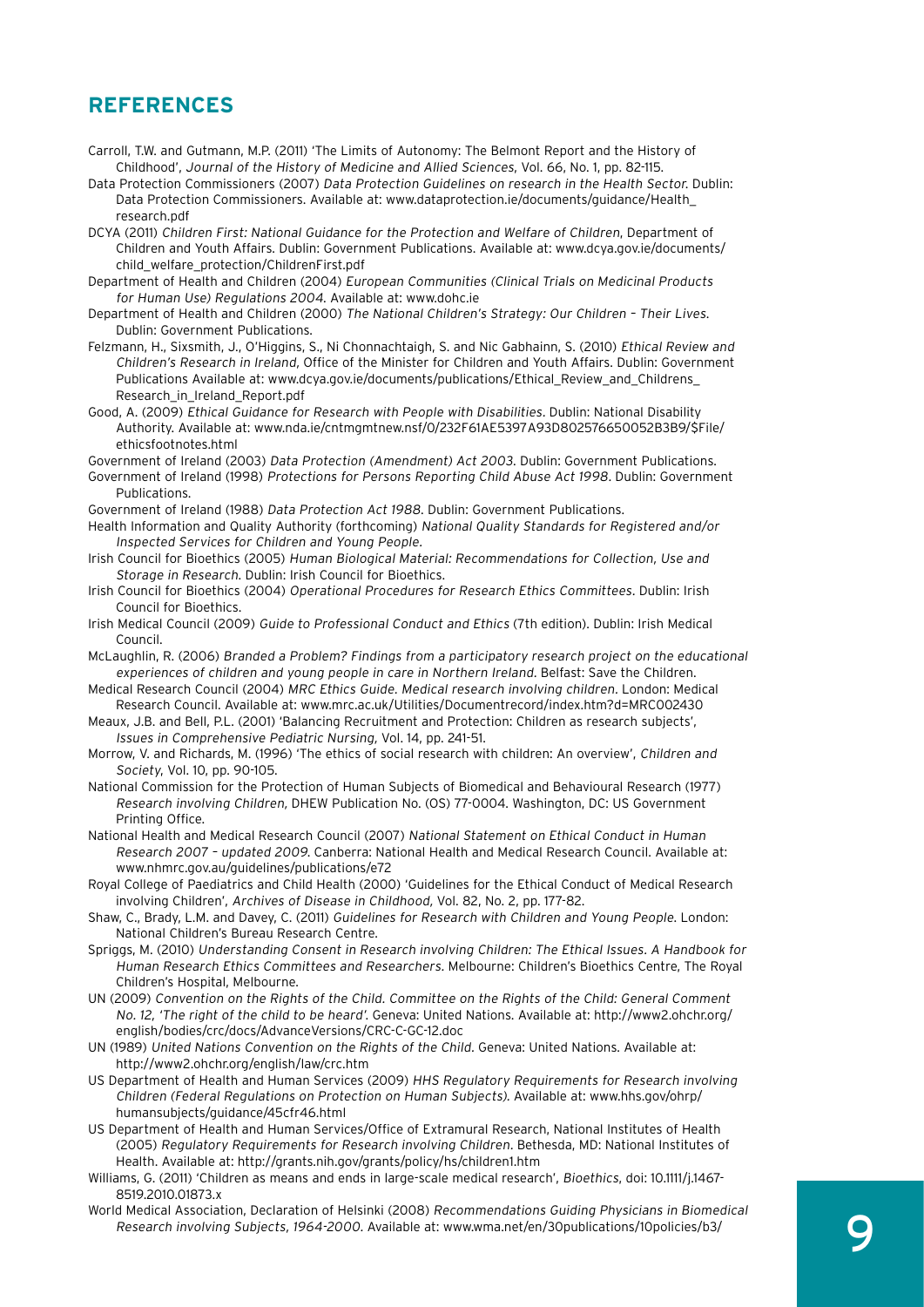## REFERENCES

Carroll, T.W. and Gutmann, M.P. (2011) 'The Limits of Autonomy: The Belmont Report and the History of Childhood', *Journal of the History of Medicine and Allied Sciences*, Vol. 66, No. 1, pp. 82-115.

Data Protection Commissioners (2007) *Data Protection Guidelines on research in the Health Sector*. Dublin: Data Protection Commissioners. Available at: www.dataprotection.ie/documents/guidance/Health_research.pdf

DCYA (2011) *Children First: National Guidance for the Protection and Welfare of Children*, Department of Children and Youth Affairs. Dublin: Government Publications. Available at: www.dcya.gov.ie/documents/child_welfare_protection/ChildrenFirst.pdf

Department of Health and Children (2004) *European Communities (Clinical Trials on Medicinal Products for Human Use) Regulations 2004*. Available at: www.dohc.ie

Department of Health and Children (2000) *The National Children's Strategy: Our Children – Their Lives*. Dublin: Government Publications.

Felzmann, H., Sixsmith, J., O'Higgins, S., Ni Chonnachtaigh, S. and Nic Gabhainn, S. (2010) *Ethical Review and Children's Research in Ireland*, Office of the Minister for Children and Youth Affairs. Dublin: Government Publications Available at: www.dcya.gov.ie/documents/publications/Ethical_Review_and_Childrens_Research_in_Ireland_Report.pdf

Good, A. (2009) *Ethical Guidance for Research with People with Disabilities*. Dublin: National Disability Authority. Available at: www.nda.ie/cntmgmtnew.nsf/0/232F61AE5397A93D802576650052B3B9/$File/ethicsfootnotes.html

Government of Ireland (2003) *Data Protection (Amendment) Act 2003*. Dublin: Government Publications.

Government of Ireland (1998) *Protections for Persons Reporting Child Abuse Act 1998*. Dublin: Government Publications.

Government of Ireland (1988) *Data Protection Act 1988*. Dublin: Government Publications.

Health Information and Quality Authority (forthcoming) *National Quality Standards for Registered and/or Inspected Services for Children and Young People*.

Irish Council for Bioethics (2005) *Human Biological Material: Recommendations for Collection, Use and Storage in Research*. Dublin: Irish Council for Bioethics.

Irish Council for Bioethics (2004) *Operational Procedures for Research Ethics Committees*. Dublin: Irish Council for Bioethics.

Irish Medical Council (2009) *Guide to Professional Conduct and Ethics* (7th edition). Dublin: Irish Medical Council.

McLaughlin, R. (2006) *Branded a Problem? Findings from a participatory research project on the educational experiences of children and young people in care in Northern Ireland*. Belfast: Save the Children.

Medical Research Council (2004) *MRC Ethics Guide. Medical research involving children*. London: Medical Research Council. Available at: www.mrc.ac.uk/Utilities/Documentrecord/index.htm?d=MRC002430

Meaux, J.B. and Bell, P.L. (2001) 'Balancing Recruitment and Protection: Children as research subjects', *Issues in Comprehensive Pediatric Nursing*, Vol. 14, pp. 241-51.

Morrow, V. and Richards, M. (1996) 'The ethics of social research with children: An overview', *Children and Society*, Vol. 10, pp. 90-105.

National Commission for the Protection of Human Subjects of Biomedical and Behavioural Research (1977) *Research involving Children*, DHEW Publication No. (OS) 77-0004. Washington, DC: US Government Printing Office.

National Health and Medical Research Council (2007) *National Statement on Ethical Conduct in Human Research 2007 – updated 2009*. Canberra: National Health and Medical Research Council. Available at: www.nhmrc.gov.au/guidelines/publications/e72

Royal College of Paediatrics and Child Health (2000) 'Guidelines for the Ethical Conduct of Medical Research involving Children', *Archives of Disease in Childhood*, Vol. 82, No. 2, pp. 177-82.

Shaw, C., Brady, L.M. and Davey, C. (2011) *Guidelines for Research with Children and Young People*. London: National Children's Bureau Research Centre.

Spriggs, M. (2010) *Understanding Consent in Research involving Children: The Ethical Issues. A Handbook for Human Research Ethics Committees and Researchers*. Melbourne: Children's Bioethics Centre, The Royal Children's Hospital, Melbourne.

UN (2009) *Convention on the Rights of the Child. Committee on the Rights of the Child: General Comment No. 12, 'The right of the child to be heard'*. Geneva: United Nations. Available at: http://www2.ohchr.org/english/bodies/crc/docs/AdvanceVersions/CRC-C-GC-12.doc

UN (1989) *United Nations Convention on the Rights of the Child*. Geneva: United Nations. Available at: http://www2.ohchr.org/english/law/crc.htm

US Department of Health and Human Services (2009) *HHS Regulatory Requirements for Research involving Children (Federal Regulations on Protection on Human Subjects)*. Available at: www.hhs.gov/ohrp/humansubjects/guidance/45cfr46.html

US Department of Health and Human Services/Office of Extramural Research, National Institutes of Health (2005) *Regulatory Requirements for Research involving Children*. Bethesda, MD: National Institutes of Health. Available at: http://grants.nih.gov/grants/policy/hs/children1.htm

Williams, G. (2011) 'Children as means and ends in large-scale medical research', *Bioethics*, doi: 10.1111/j.1467-8519.2010.01873.x

World Medical Association, Declaration of Helsinki (2008) *Recommendations Guiding Physicians in Biomedical Research involving Subjects, 1964-2000*. Available at: www.wma.net/en/30publications/10policies/b3/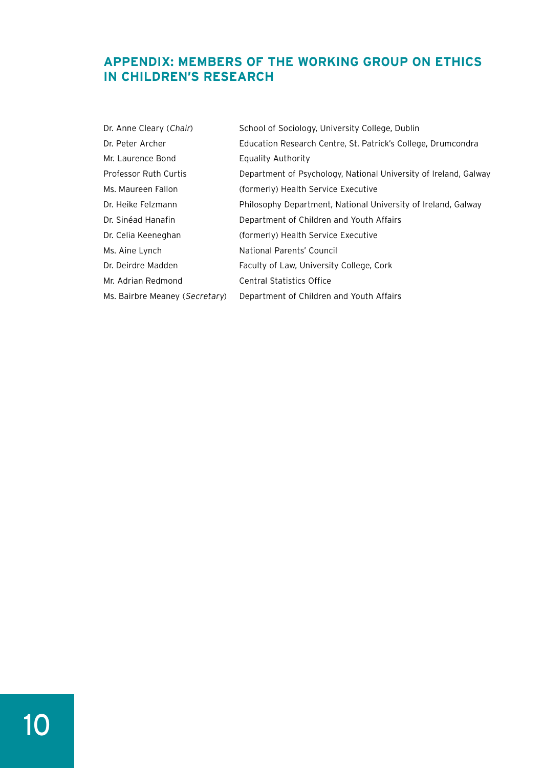## APPENDIX: MEMBERS OF THE WORKING GROUP ON ETHICS IN CHILDREN'S RESEARCH

| | |
|---|---|
| Dr. Anne Cleary (*Chair*) | School of Sociology, University College, Dublin |
| Dr. Peter Archer | Education Research Centre, St. Patrick's College, Drumcondra |
| Mr. Laurence Bond | Equality Authority |
| Professor Ruth Curtis | Department of Psychology, National University of Ireland, Galway |
| Ms. Maureen Fallon | (formerly) Health Service Executive |
| Dr. Heike Felzmann | Philosophy Department, National University of Ireland, Galway |
| Dr. Sinéad Hanafin | Department of Children and Youth Affairs |
| Dr. Celia Keeneghan | (formerly) Health Service Executive |
| Ms. Aine Lynch | National Parents' Council |
| Dr. Deirdre Madden | Faculty of Law, University College, Cork |
| Mr. Adrian Redmond | Central Statistics Office |
| Ms. Bairbre Meaney (*Secretary*) | Department of Children and Youth Affairs |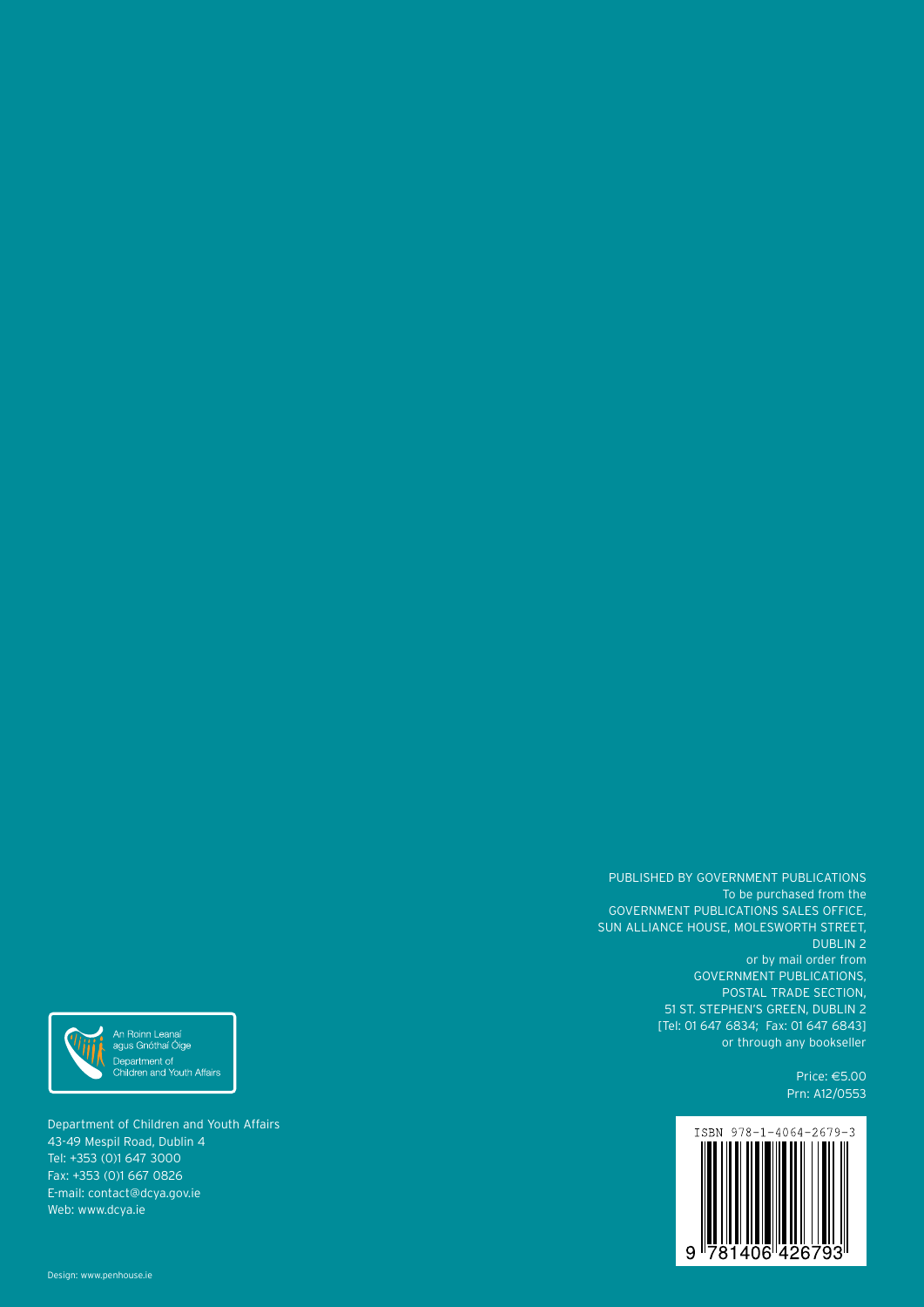PUBLISHED BY GOVERNMENT PUBLICATIONS
To be purchased from the
GOVERNMENT PUBLICATIONS SALES OFFICE,
SUN ALLIANCE HOUSE, MOLESWORTH STREET,
DUBLIN 2
or by mail order from
GOVERNMENT PUBLICATIONS,
POSTAL TRADE SECTION,
51 ST. STEPHEN'S GREEN, DUBLIN 2
[Tel: 01 647 6834; Fax: 01 647 6843]
or through any bookseller

Price: €5.00
Prn: A12/0553

ISBN 978-1-4064-2679-3

9 781406 426793

An Roinn Leanaí
agus Gnóthaí Óige
Department of
Children and Youth Affairs

Department of Children and Youth Affairs
43-49 Mespil Road, Dublin 4
Tel: +353 (0)1 647 3000
Fax: +353 (0)1 667 0826
E-mail: contact@dcya.gov.ie
Web: www.dcya.ie

Design: www.penhouse.ie